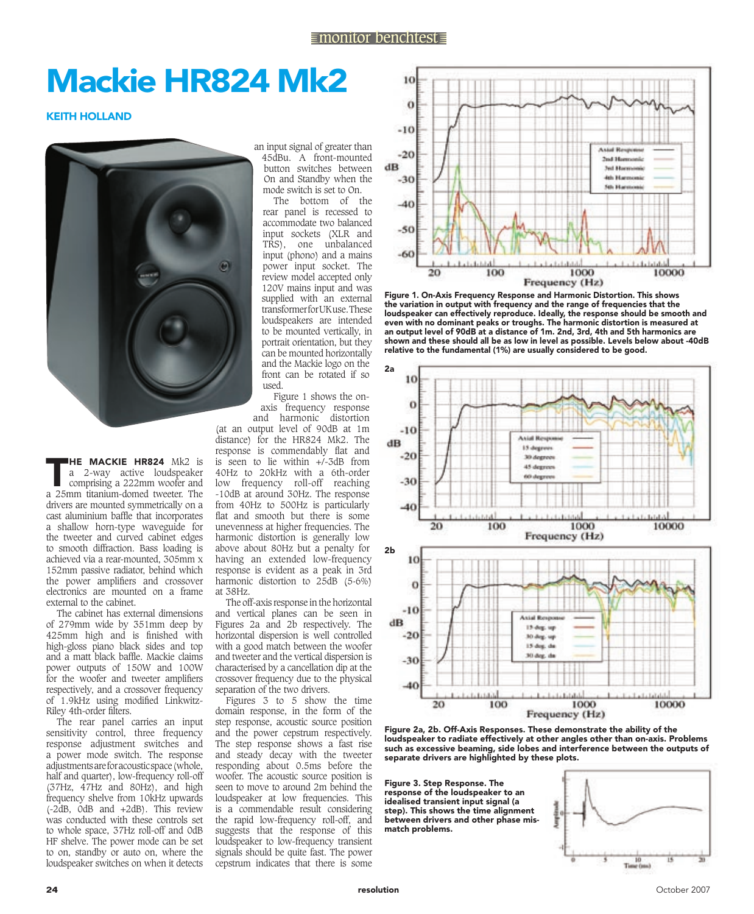# Mackie HR824 Mk2

**KEITH HOLLAND**

**THE MACKIE HR824** Mk2 is a 2-way active loudspeaker comprising a 222mm woofer and a 25mm titanium-domed tweeter. The drivers are mounted symmetrically on a cast aluminium baffle that incorporates a shallow horn-type waveguide for the tweeter and curved cabinet edges to smooth diffraction. Bass loading is achieved via a rear-mounted, 305mm x 152mm passive radiator, behind which the power amplifiers and crossover electronics are mounted on a frame external to the cabinet.

The cabinet has external dimensions of 279mm wide by 351mm deep by 425mm high and is finished with high-gloss piano black sides and top and a matt black baffle. Mackie claims power outputs of 150W and 100W for the woofer and tweeter amplifiers respectively, and a crossover frequency of 1.9kHz using modified Linkwitz-Riley 4th-order filters.

The rear panel carries an input sensitivity control, three frequency response adjustment switches and a power mode switch. The response adjustments are for acoustic space (whole, half and quarter), low-frequency roll-off (37Hz, 47Hz and 80Hz), and high frequency shelve from 10kHz upwards (-2dB, 0dB and +2dB). This review was conducted with these controls set to whole space, 37Hz roll-off and 0dB HF shelve. The power mode can be set to on, standby or auto on, where the loudspeaker switches on when it detects an input signal of greater than 45dBu. A front-mounted button switches between On and Standby when the mode switch is set to On.

The bottom of the rear panel is recessed to accommodate two balanced input sockets (XLR and TRS), one unbalanced input (phono) and a mains power input socket. The review model accepted only 120V mains input and was supplied with an external transformer for UK use. These loudspeakers are intended to be mounted vertically, in portrait orientation, but they can be mounted horizontally and the Mackie logo on the front can be rotated if so used.

Figure 1 shows the on-axis frequency response and harmonic distortion (at an output level of 90dB at 1m distance) for the HR824 Mk2. The response is commendably flat and is seen to lie within +/-3dB from 40Hz to 20kHz with a 6th-order low frequency roll-off reaching -10dB at around 30Hz. The response from 40Hz to 500Hz is particularly flat and smooth but there is some unevenness at higher frequencies. The harmonic distortion is generally low above about 80Hz but a penalty for having an extended low-frequency response is evident as a peak in 3rd harmonic distortion to 25dB (5·6%) at 38Hz.

The off-axis response in the horizontal and vertical planes can be seen in Figures 2a and 2b respectively. The horizontal dispersion is well controlled with a good match between the woofer and tweeter and the vertical dispersion is characterised by a cancellation dip at the crossover frequency due to the physical separation of the two drivers.

Figures 3 to 5 show the time domain response, in the form of the step response, acoustic source position and the power cepstrum respectively. The step response shows a fast rise and steady decay with the tweeter responding about 0.5ms before the woofer. The acoustic source position is seen to move to around 2m behind the loudspeaker at low frequencies. This is a commendable result considering the rapid low-frequency roll-off, and suggests that the response of this loudspeaker to low-frequency transient signals should be quite fast. The power cepstrum indicates that there is some

**Figure 1. On-Axis Frequency Response and Harmonic Distortion. This shows the variation in output with frequency and the range of frequencies that the loudspeaker can effectively reproduce. Ideally, the response should be smooth and even with no dominant peaks or troughs. The harmonic distortion is measured at an output level of 90dB at a distance of 1m. 2nd, 3rd, 4th and 5th harmonics are shown and these should all be as low in level as possible. Levels below about -40dB relative to the fundamental (1%) are usually considered to be good.**

**Figure 2a, 2b. Off-Axis Responses. These demonstrate the ability of the loudspeaker to radiate effectively at other angles other than on-axis. Problems such as excessive beaming, side lobes and interference between the outputs of separate drivers are highlighted by these plots.**

**Figure 3. Step Response. The response of the loudspeaker to an idealised transient input signal (a step). This shows the time alignment between drivers and other phase mis-match problems.**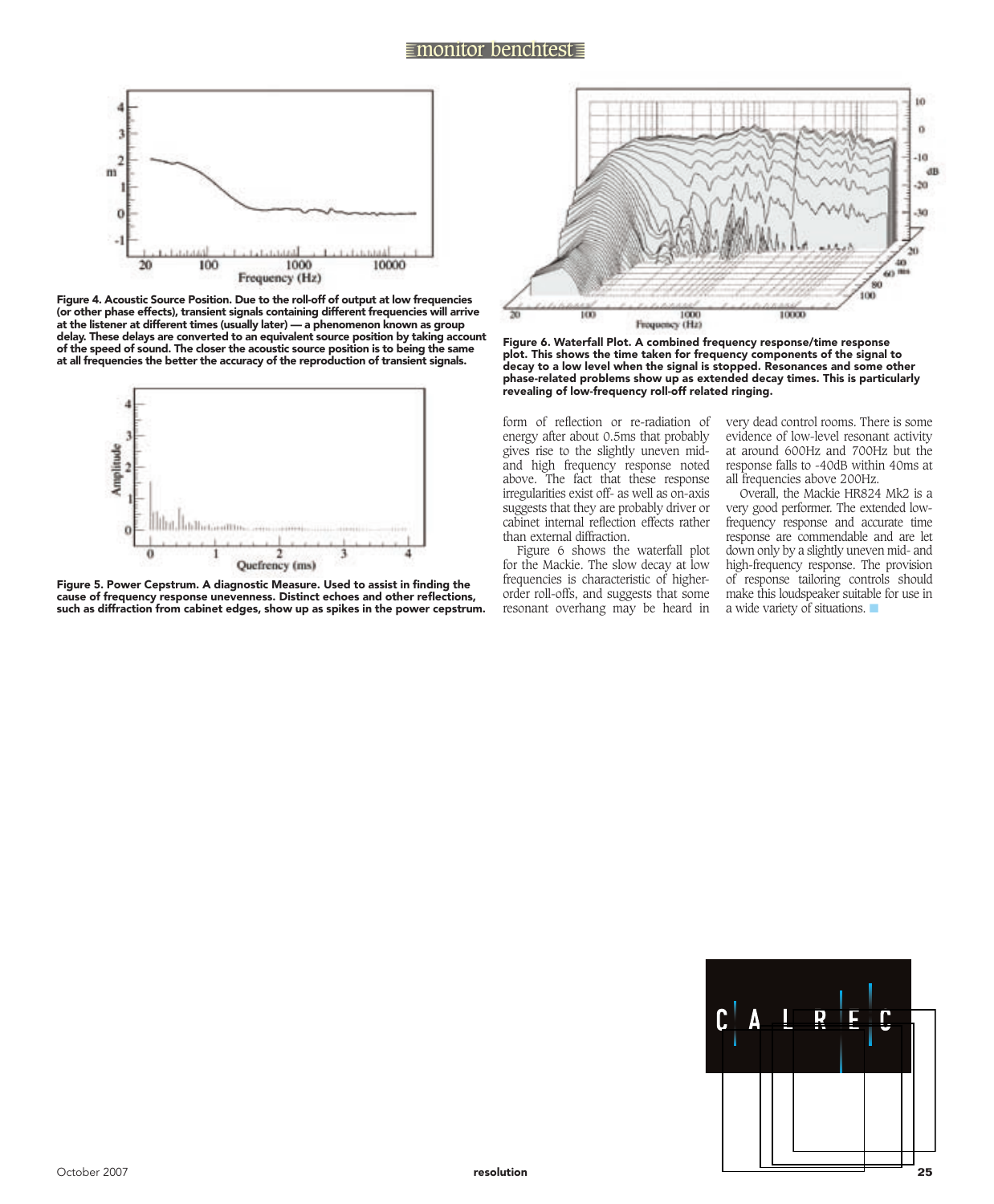4
3
2
m
1
0
-1
20 100 1000 10000
Frequency (Hz)

**Figure 4. Acoustic Source Position. Due to the roll-off of output at low frequencies (or other phase effects), transient signals containing different frequencies will arrive at the listener at different times (usually later) — a phenomenon known as group delay. These delays are converted to an equivalent source position by taking account of the speed of sound. The closer the acoustic source position is to being the same at all frequencies the better the accuracy of the reproduction of transient signals.**

4
3
Amplitude
2
1
0
0 1 2 3 4
Quefrency (ms)

**Figure 5. Power Cepstrum. A diagnostic Measure. Used to assist in finding the cause of frequency response unevenness. Distinct echoes and other reflections, such as diffraction from cabinet edges, show up as spikes in the power cepstrum.**

10
0
-10
dB
-20
-30
20
40
60 ms
80
100
20 100 1000 10000
Frequency (Hz)

**Figure 6. Waterfall Plot. A combined frequency response/time response plot. This shows the time taken for frequency components of the signal to decay to a low level when the signal is stopped. Resonances and some other phase-related problems show up as extended decay times. This is particularly revealing of low-frequency roll-off related ringing.**

form of reflection or re-radiation of energy after about 0.5ms that probably gives rise to the slightly uneven mid- and high frequency response noted above. The fact that these response irregularities exist off- as well as on-axis suggests that they are probably driver or cabinet internal reflection effects rather than external diffraction.

Figure 6 shows the waterfall plot for the Mackie. The slow decay at low frequencies is characteristic of higher-order roll-offs, and suggests that some resonant overhang may be heard in very dead control rooms. There is some evidence of low-level resonant activity at around 600Hz and 700Hz but the response falls to -40dB within 40ms at all frequencies above 200Hz.

Overall, the Mackie HR824 Mk2 is a very good performer. The extended low-frequency response and accurate time response are commendable and are let down only by a slightly uneven mid- and high-frequency response. The provision of response tailoring controls should make this loudspeaker suitable for use in a wide variety of situations.

CALREC